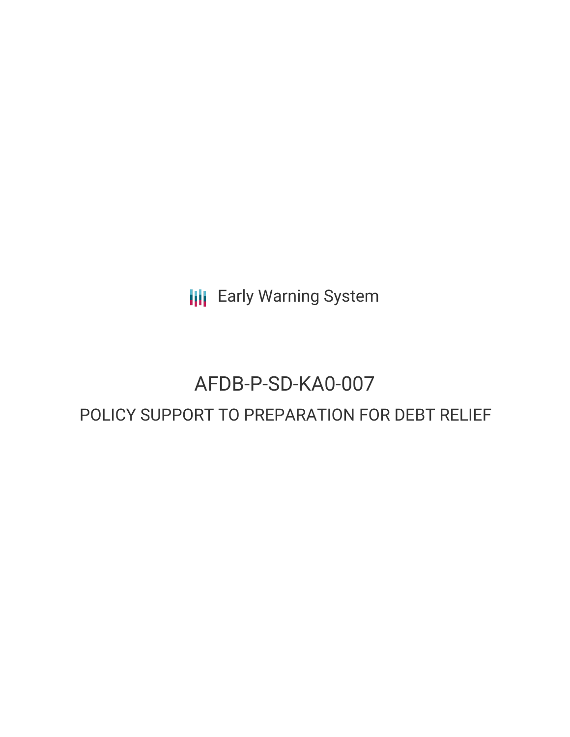Early Warning System

# AFDB-P-SD-KA0-007

## POLICY SUPPORT TO PREPARATION FOR DEBT RELIEF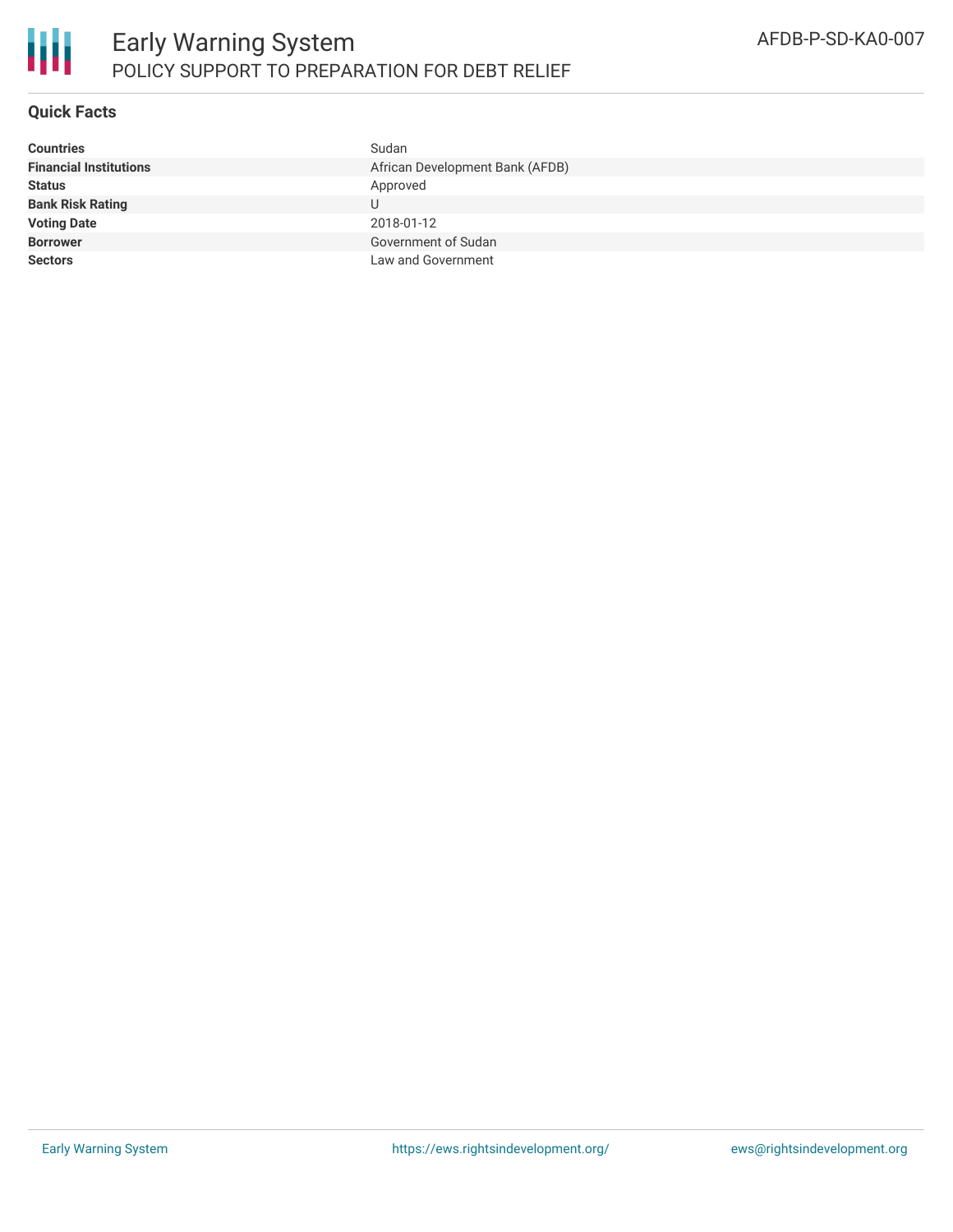# Early Warning System

## POLICY SUPPORT TO PREPARATION FOR DEBT RELIEF

AFDB-P-SD-KA0-007

### Quick Facts

| | |
|---|---|
| **Countries** | Sudan |
| **Financial Institutions** | African Development Bank (AFDB) |
| **Status** | Approved |
| **Bank Risk Rating** | U |
| **Voting Date** | 2018-01-12 |
| **Borrower** | Government of Sudan |
| **Sectors** | Law and Government |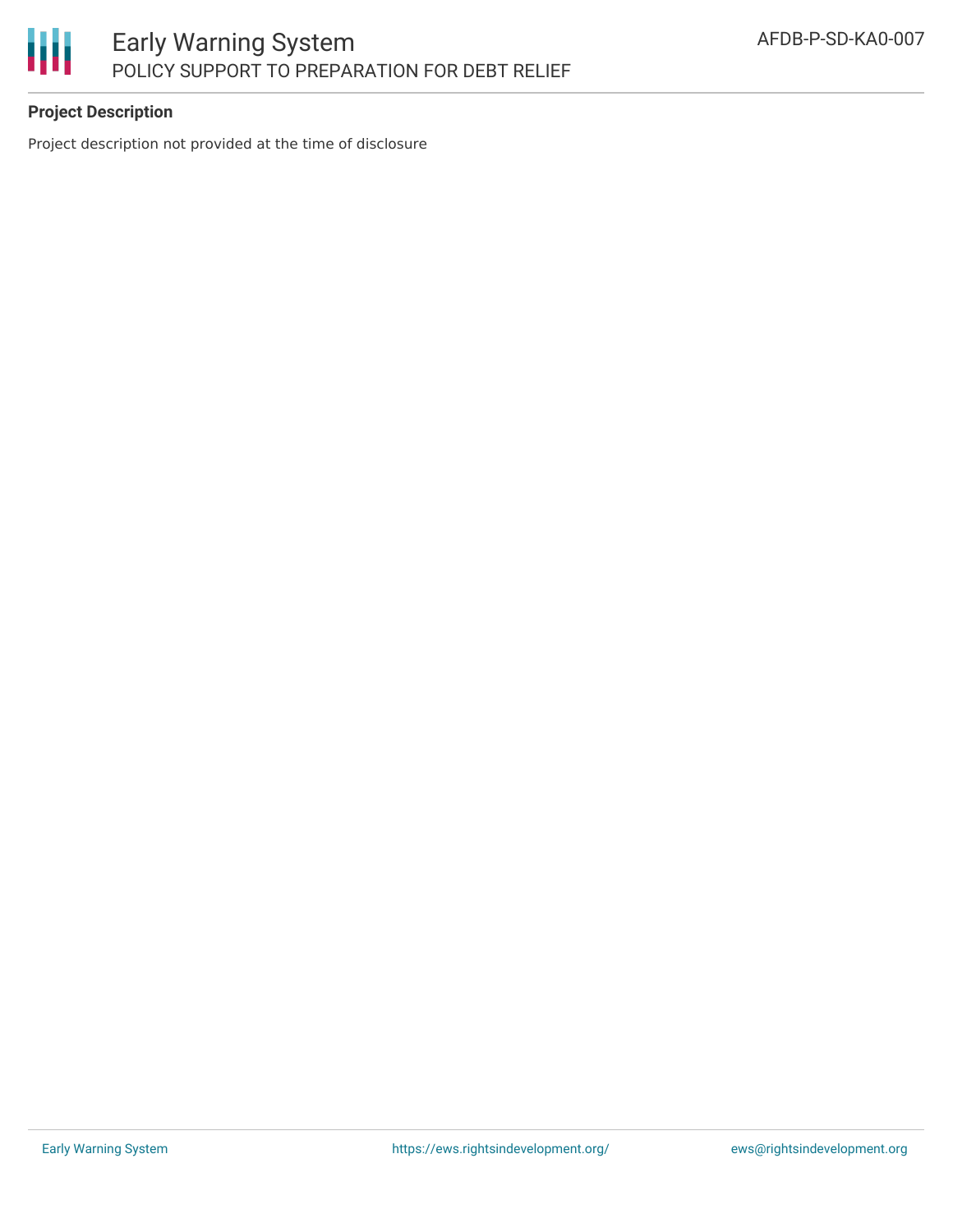**Project Description**

Project description not provided at the time of disclosure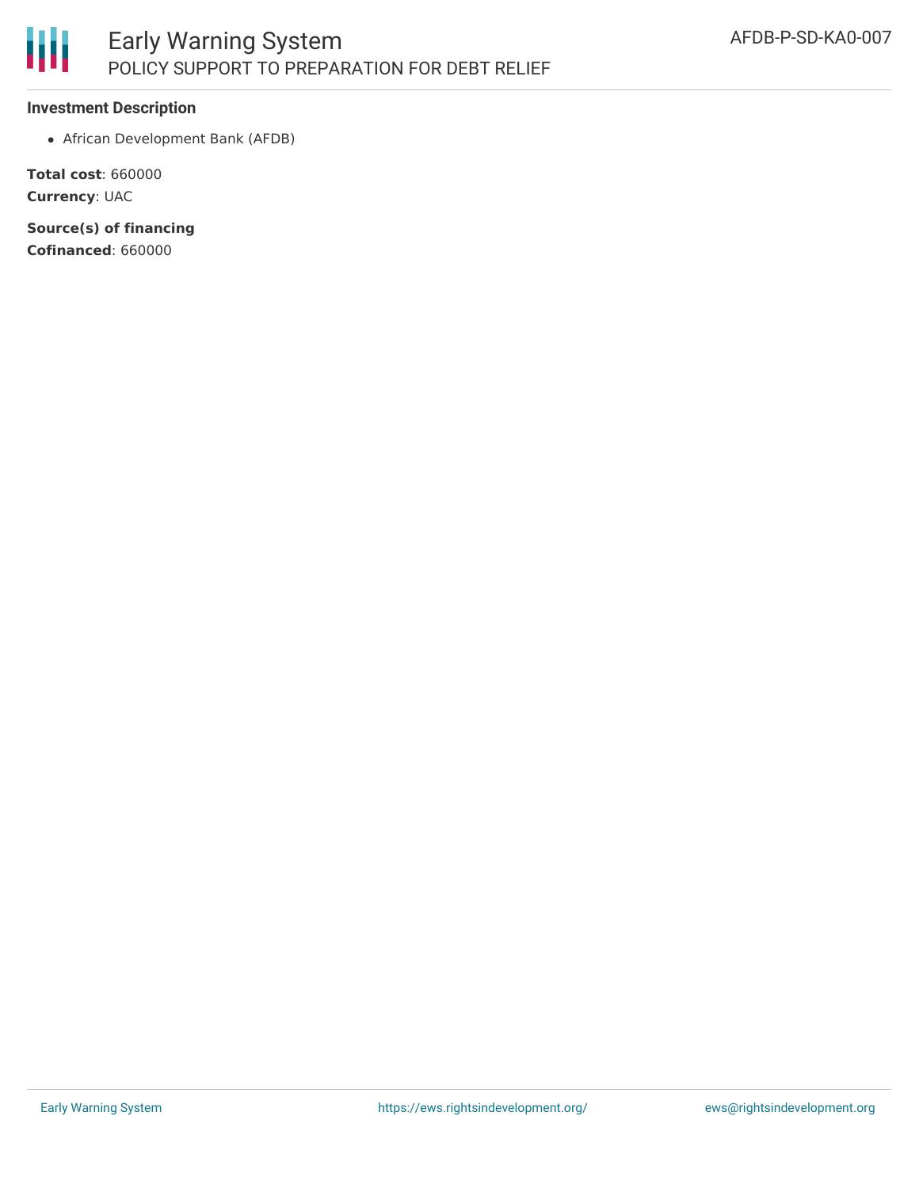### Investment Description

- African Development Bank (AFDB)

**Total cost**: 660000
**Currency**: UAC

**Source(s) of financing**
**Cofinanced**: 660000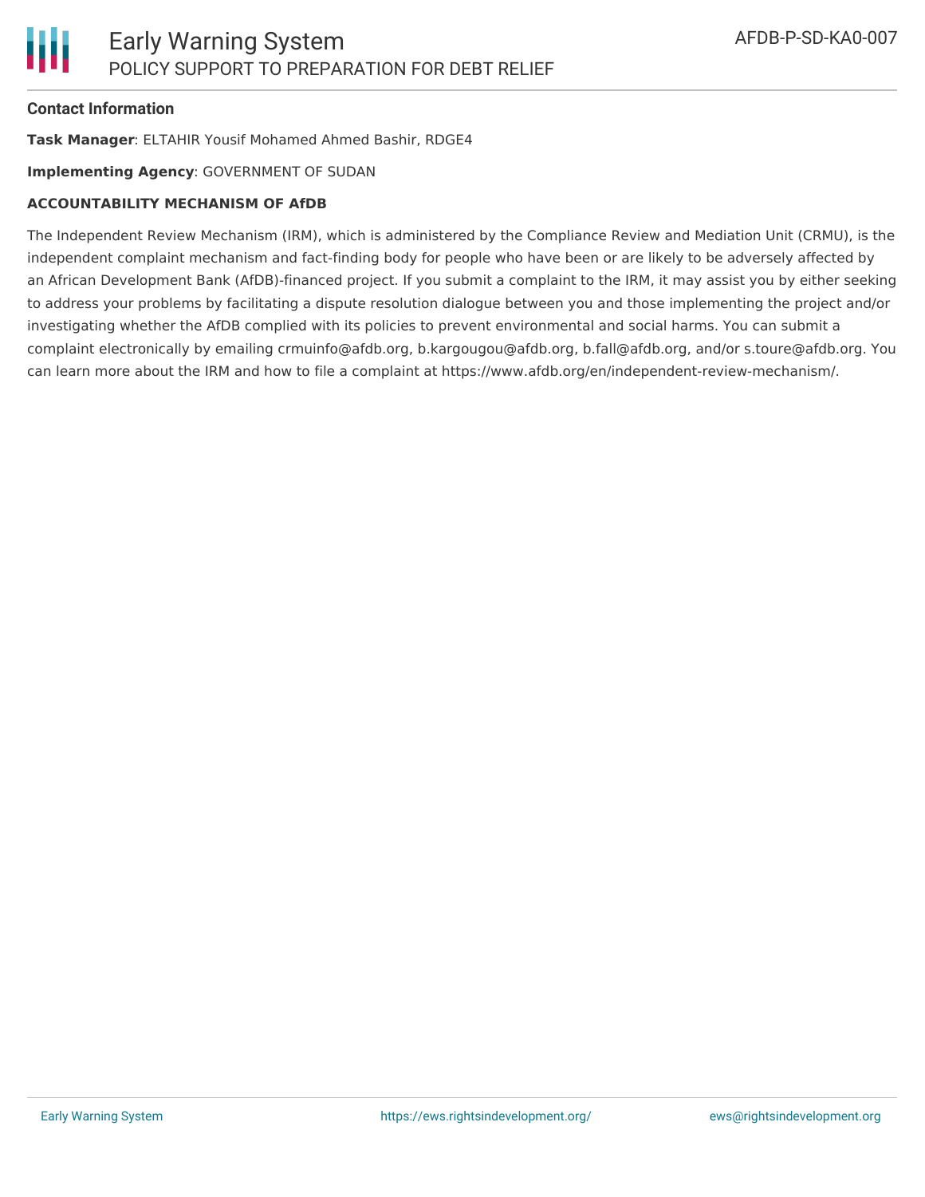## Contact Information

**Task Manager**: ELTAHIR Yousif Mohamed Ahmed Bashir, RDGE4

**Implementing Agency**: GOVERNMENT OF SUDAN

**ACCOUNTABILITY MECHANISM OF AfDB**

The Independent Review Mechanism (IRM), which is administered by the Compliance Review and Mediation Unit (CRMU), is the independent complaint mechanism and fact-finding body for people who have been or are likely to be adversely affected by an African Development Bank (AfDB)-financed project. If you submit a complaint to the IRM, it may assist you by either seeking to address your problems by facilitating a dispute resolution dialogue between you and those implementing the project and/or investigating whether the AfDB complied with its policies to prevent environmental and social harms. You can submit a complaint electronically by emailing crmuinfo@afdb.org, b.kargougou@afdb.org, b.fall@afdb.org, and/or s.toure@afdb.org. You can learn more about the IRM and how to file a complaint at https://www.afdb.org/en/independent-review-mechanism/.